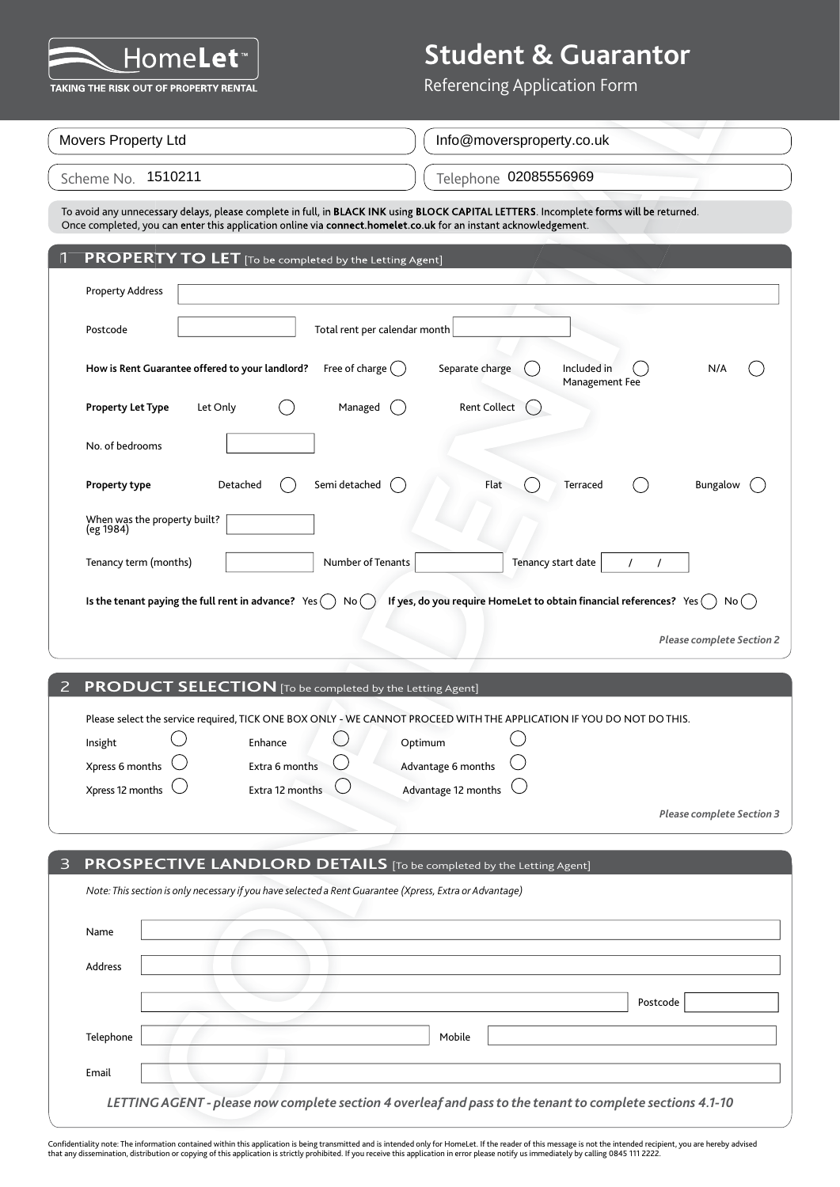HomeLet™
TAKING THE RISK OUT OF PROPERTY RENTAL

# Student & Guarantor

Referencing Application Form

Movers Property Ltd | Info@moversproperty.co.uk

Scheme No. 1510211 | Telephone 02085556969

To avoid any unnecessary delays, please complete in full, in **BLACK INK** using **BLOCK CAPITAL LETTERS**. Incomplete forms will be returned. Once completed, you can enter this application online via **connect.homelet.co.uk** for an instant acknowledgement.

## 1 PROPERTY TO LET [To be completed by the Letting Agent]

Property Address

Postcode | Total rent per calendar month

**How is Rent Guarantee offered to your landlord?** Free of charge ◯ Separate charge ◯ Included in Management Fee ◯ N/A ◯

**Property Let Type** Let Only ◯ Managed ◯ Rent Collect ◯

No. of bedrooms

**Property type** Detached ◯ Semi detached ◯ Flat ◯ Terraced ◯ Bungalow ◯

When was the property built? (eg 1984)

Tenancy term (months) | Number of Tenants | Tenancy start date / /

**Is the tenant paying the full rent in advance?** Yes ◯ No ◯ **If yes, do you require HomeLet to obtain financial references?** Yes ◯ No ◯

***Please complete Section 2***

## 2 PRODUCT SELECTION [To be completed by the Letting Agent]

Please select the service required, TICK ONE BOX ONLY - WE CANNOT PROCEED WITH THE APPLICATION IF YOU DO NOT DO THIS.

Insight ◯ Enhance ◯ Optimum ◯

Xpress 6 months ◯ Extra 6 months ◯ Advantage 6 months ◯

Xpress 12 months ◯ Extra 12 months ◯ Advantage 12 months ◯

***Please complete Section 3***

## 3 PROSPECTIVE LANDLORD DETAILS [To be completed by the Letting Agent]

*Note: This section is only necessary if you have selected a Rent Guarantee (Xpress, Extra or Advantage)*

Name

Address

Postcode

Telephone | Mobile

Email

***LETTING AGENT - please now complete section 4 overleaf and pass to the tenant to complete sections 4.1-10***

Confidentiality note: The information contained within this application is being transmitted and is intended only for HomeLet. If the reader of this message is not the intended recipient, you are hereby advised that any dissemination, distribution or copying of this application is strictly prohibited. If you receive this application in error please notify us immediately by calling 0845 111 2222.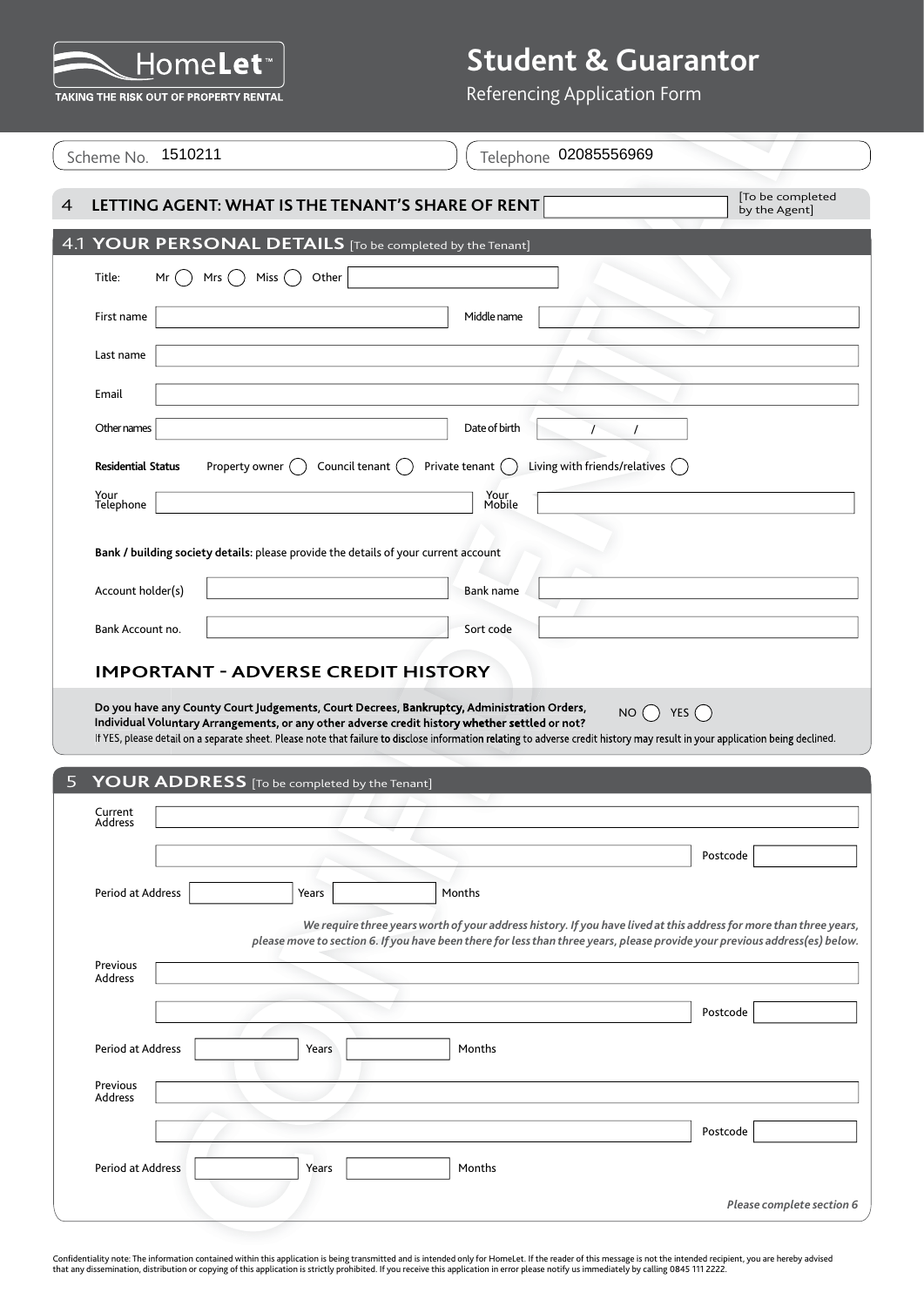# HomeLet™

TAKING THE RISK OUT OF PROPERTY RENTAL

# Student & Guarantor

Referencing Application Form

Scheme No. 1510211 | Telephone 02085556969

## 4 LETTING AGENT: WHAT IS THE TENANT'S SHARE OF RENT

[To be completed by the Agent]

## 4.1 YOUR PERSONAL DETAILS [To be completed by the Tenant]

Title: Mr ( ) Mrs ( ) Miss ( ) Other

First name | Middle name

Last name

Email

Other names | Date of birth / /

**Residential Status** Property owner ( ) Council tenant ( ) Private tenant ( ) Living with friends/relatives ( )

Your Telephone | Your Mobile

**Bank / building society details:** please provide the details of your current account

Account holder(s) | Bank name

Bank Account no. | Sort code

### IMPORTANT - ADVERSE CREDIT HISTORY

**Do you have any County Court Judgements, Court Decrees, Bankruptcy, Administration Orders, Individual Voluntary Arrangements, or any other adverse credit history whether settled or not?** NO ( ) YES ( )

If YES, please detail on a separate sheet. Please note that failure to disclose information relating to adverse credit history may result in your application being declined.

## 5 YOUR ADDRESS [To be completed by the Tenant]

Current Address

Postcode

Period at Address Years Months

*We require three years worth of your address history. If you have lived at this address for more than three years, please move to section 6. If you have been there for less than three years, please provide your previous address(es) below.*

Previous Address

Postcode

Period at Address Years Months

Previous Address

Postcode

Period at Address Years Months

*Please complete section 6*

Confidentiality note: The information contained within this application is being transmitted and is intended only for HomeLet. If the reader of this message is not the intended recipient, you are hereby advised that any dissemination, distribution or copying of this application is strictly prohibited. If you receive this application in error please notify us immediately by calling 0845 111 2222.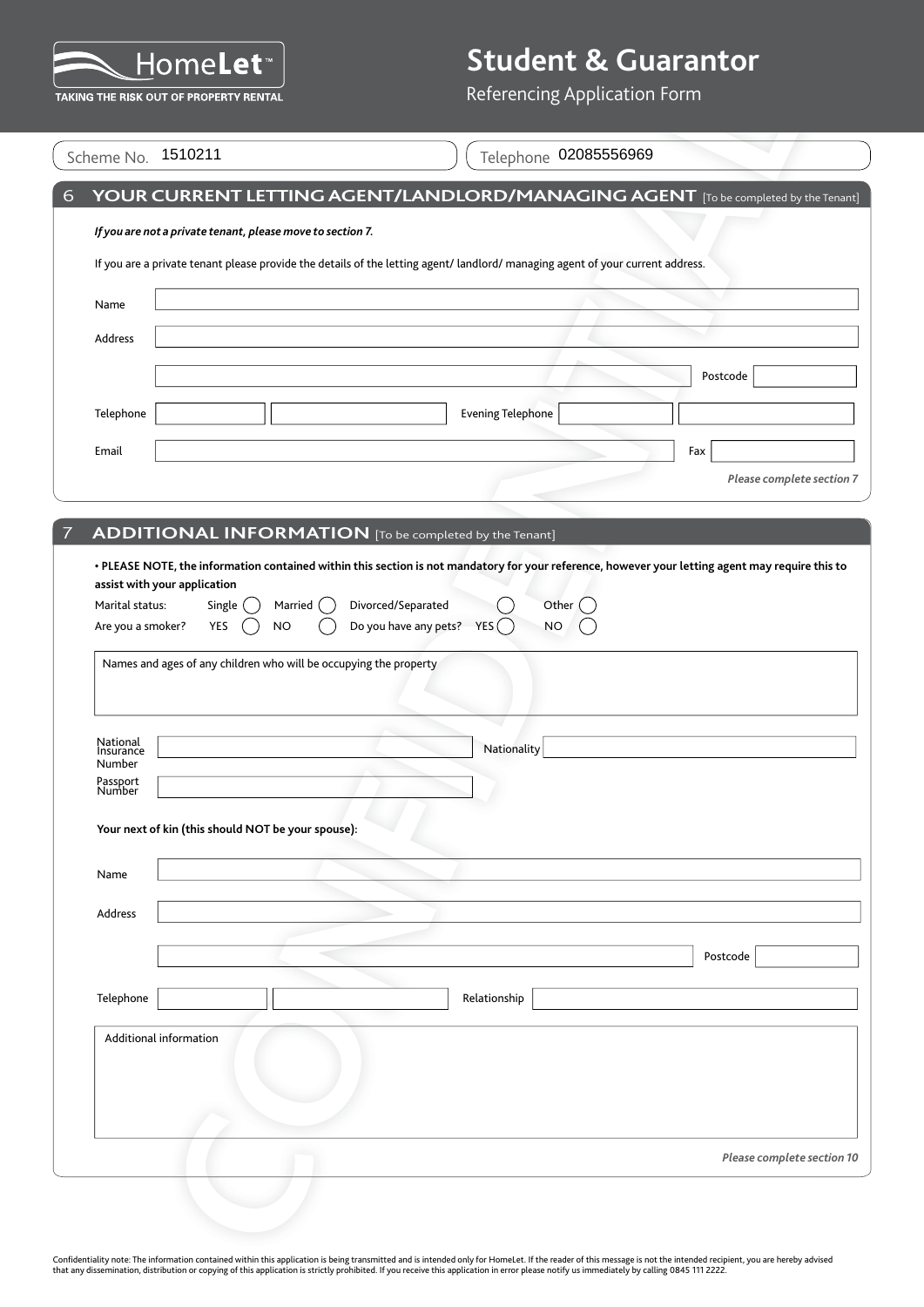HomeLet™

TAKING THE RISK OUT OF PROPERTY RENTAL

# Student & Guarantor

Referencing Application Form

Scheme No. 1510211

Telephone 02085556969

## 6 YOUR CURRENT LETTING AGENT/LANDLORD/MANAGING AGENT [To be completed by the Tenant]

***If you are not a private tenant, please move to section 7.***

If you are a private tenant please provide the details of the letting agent/ landlord/ managing agent of your current address.

Name

Address

Postcode

Telephone

Evening Telephone

Email

Fax

***Please complete section 7***

## 7 ADDITIONAL INFORMATION [To be completed by the Tenant]

**• PLEASE NOTE, the information contained within this section is not mandatory for your reference, however your letting agent may require this to assist with your application**

Marital status: Single ◯ Married ◯ Divorced/Separated ◯ Other ◯

Are you a smoker? YES ◯ NO ◯ Do you have any pets? YES ◯ NO ◯

Names and ages of any children who will be occupying the property

National Insurance Number

Nationality

Passport Number

**Your next of kin (this should NOT be your spouse):**

Name

Address

Postcode

Telephone

Relationship

Additional information

***Please complete section 10***

Confidentiality note: The information contained within this application is being transmitted and is intended only for HomeLet. If the reader of this message is not the intended recipient, you are hereby advised that any dissemination, distribution or copying of this application is strictly prohibited. If you receive this application in error please notify us immediately by calling 0845 111 2222.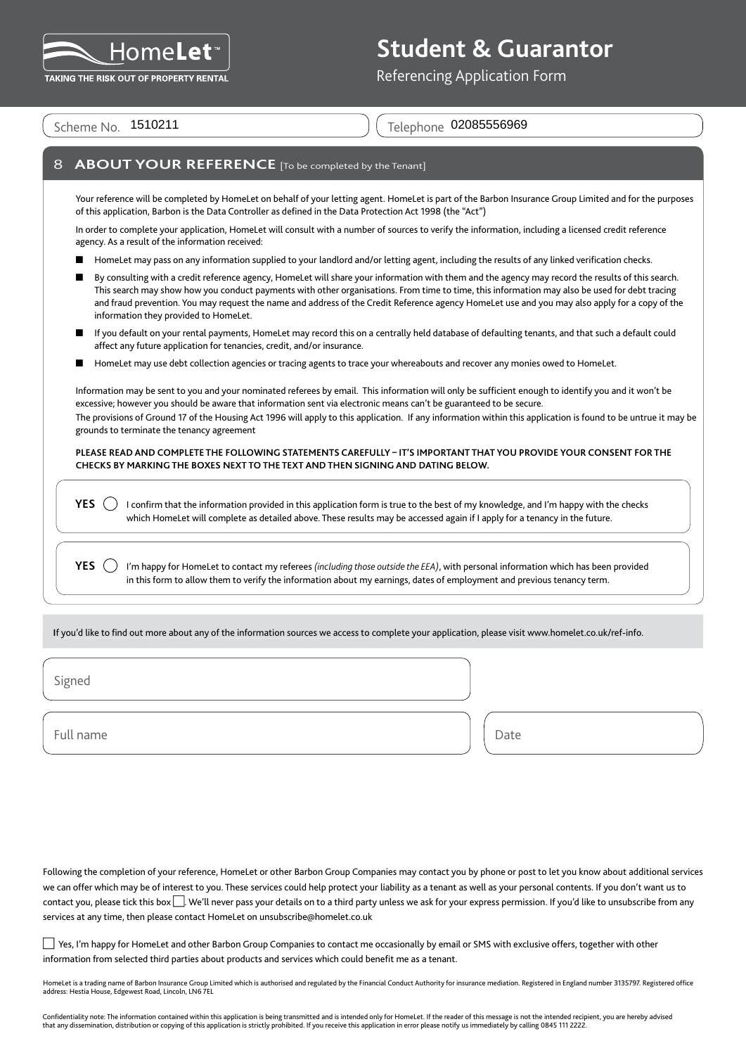# Student & Guarantor

Referencing Application Form

HomeLet™ TAKING THE RISK OUT OF PROPERTY RENTAL

Scheme No. 1510211

Telephone 02085556969

## 8 ABOUT YOUR REFERENCE [To be completed by the Tenant]

Your reference will be completed by HomeLet on behalf of your letting agent. HomeLet is part of the Barbon Insurance Group Limited and for the purposes of this application, Barbon is the Data Controller as defined in the Data Protection Act 1998 (the "Act")

In order to complete your application, HomeLet will consult with a number of sources to verify the information, including a licensed credit reference agency. As a result of the information received:

- HomeLet may pass on any information supplied to your landlord and/or letting agent, including the results of any linked verification checks.
- By consulting with a credit reference agency, HomeLet will share your information with them and the agency may record the results of this search. This search may show how you conduct payments with other organisations. From time to time, this information may also be used for debt tracing and fraud prevention. You may request the name and address of the Credit Reference agency HomeLet use and you may also apply for a copy of the information they provided to HomeLet.
- If you default on your rental payments, HomeLet may record this on a centrally held database of defaulting tenants, and that such a default could affect any future application for tenancies, credit, and/or insurance.
- HomeLet may use debt collection agencies or tracing agents to trace your whereabouts and recover any monies owed to HomeLet.

Information may be sent to you and your nominated referees by email. This information will only be sufficient enough to identify you and it won't be excessive; however you should be aware that information sent via electronic means can't be guaranteed to be secure.

The provisions of Ground 17 of the Housing Act 1996 will apply to this application. If any information within this application is found to be untrue it may be grounds to terminate the tenancy agreement

**PLEASE READ AND COMPLETE THE FOLLOWING STATEMENTS CAREFULLY – IT'S IMPORTANT THAT YOU PROVIDE YOUR CONSENT FOR THE CHECKS BY MARKING THE BOXES NEXT TO THE TEXT AND THEN SIGNING AND DATING BELOW.**

**YES** ◯ I confirm that the information provided in this application form is true to the best of my knowledge, and I'm happy with the checks which HomeLet will complete as detailed above. These results may be accessed again if I apply for a tenancy in the future.

**YES** ◯ I'm happy for HomeLet to contact my referees *(including those outside the EEA)*, with personal information which has been provided in this form to allow them to verify the information about my earnings, dates of employment and previous tenancy term.

If you'd like to find out more about any of the information sources we access to complete your application, please visit www.homelet.co.uk/ref-info.

Signed

Full name

Date

Following the completion of your reference, HomeLet or other Barbon Group Companies may contact you by phone or post to let you know about additional services we can offer which may be of interest to you. These services could help protect your liability as a tenant as well as your personal contents. If you don't want us to contact you, please tick this box ☐. We'll never pass your details on to a third party unless we ask for your express permission. If you'd like to unsubscribe from any services at any time, then please contact HomeLet on unsubscribe@homelet.co.uk

☐ Yes, I'm happy for HomeLet and other Barbon Group Companies to contact me occasionally by email or SMS with exclusive offers, together with other information from selected third parties about products and services which could benefit me as a tenant.

HomeLet is a trading name of Barbon Insurance Group Limited which is authorised and regulated by the Financial Conduct Authority for insurance mediation. Registered in England number 3135797. Registered office address: Hestia House, Edgewest Road, Lincoln, LN6 7EL

Confidentiality note: The information contained within this application is being transmitted and is intended only for HomeLet. If the reader of this message is not the intended recipient, you are hereby advised that any dissemination, distribution or copying of this application is strictly prohibited. If you receive this application in error please notify us immediately by calling 0845 111 2222.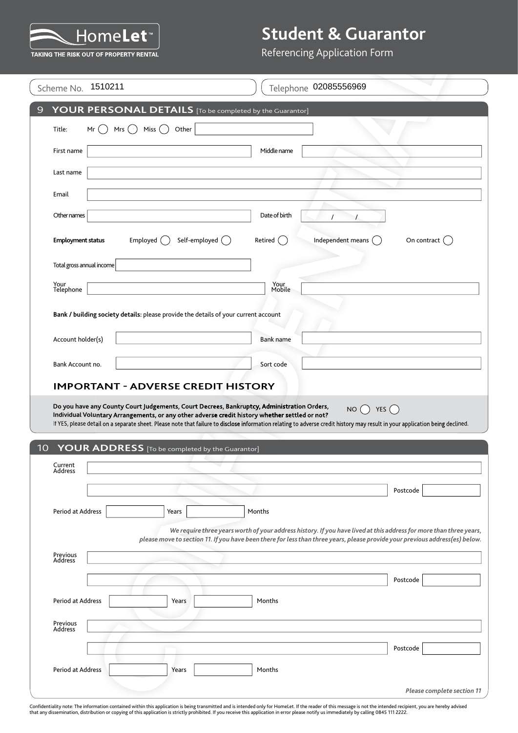# HomeLet™

TAKING THE RISK OUT OF PROPERTY RENTAL

# Student & Guarantor

Referencing Application Form

Scheme No. 1510211

Telephone 02085556969

## 9 YOUR PERSONAL DETAILS [To be completed by the Guarantor]

Title: Mr ◯ Mrs ◯ Miss ◯ Other

First name

Middle name

Last name

Email

Other names

Date of birth / /

**Employment status** Employed ◯ Self-employed ◯ Retired ◯ Independent means ◯ On contract ◯

Total gross annual income

Your Telephone

Your Mobile

**Bank / building society details:** please provide the details of your current account

Account holder(s)

Bank name

Bank Account no.

Sort code

### IMPORTANT - ADVERSE CREDIT HISTORY

**Do you have any County Court Judgements, Court Decrees, Bankruptcy, Administration Orders, Individual Voluntary Arrangements, or any other adverse credit history whether settled or not?** NO ◯ YES ◯

If YES, please detail on a separate sheet. Please note that failure to disclose information relating to adverse credit history may result in your application being declined.

## 10 YOUR ADDRESS [To be completed by the Guarantor]

Current Address

Postcode

Period at Address Years Months

***We require three years worth of your address history. If you have lived at this address for more than three years, please move to section 11. If you have been there for less than three years, please provide your previous address(es) below.***

Previous Address

Postcode

Period at Address Years Months

Previous Address

Postcode

Period at Address Years Months

***Please complete section 11***

Confidentiality note: The information contained within this application is being transmitted and is intended only for HomeLet. If the reader of this message is not the intended recipient, you are hereby advised that any dissemination, distribution or copying of this application is strictly prohibited. If you receive this application in error please notify us immediately by calling 0845 111 2222.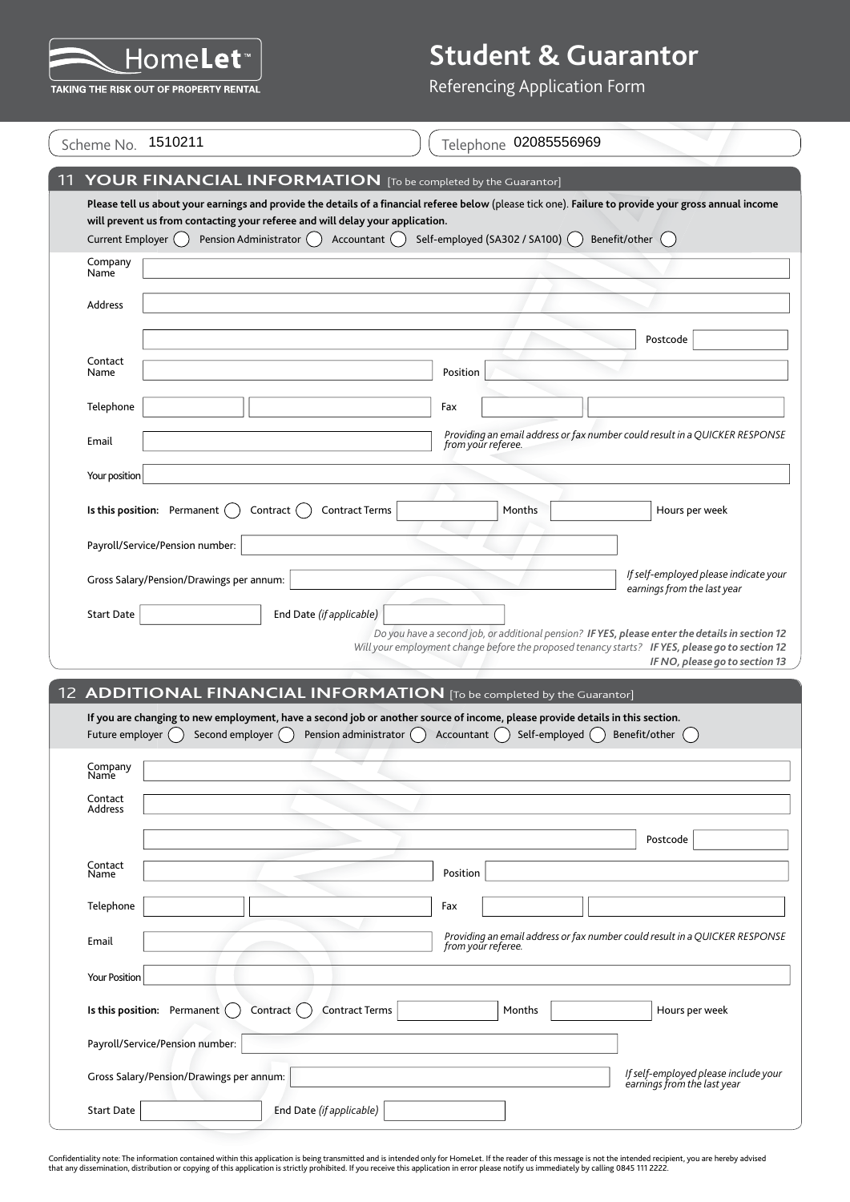# HomeLet™

TAKING THE RISK OUT OF PROPERTY RENTAL

# Student & Guarantor

Referencing Application Form

Scheme No. 1510211

Telephone 02085556969

## 11 YOUR FINANCIAL INFORMATION [To be completed by the Guarantor]

**Please tell us about your earnings and provide the details of a financial referee below** (please tick one). **Failure to provide your gross annual income will prevent us from contacting your referee and will delay your application.**

Current Employer ◯ Pension Administrator ◯ Accountant ◯ Self-employed (SA302 / SA100) ◯ Benefit/other ◯

Company Name

Address

Postcode

Contact Name

Position

Telephone

Fax

Email

*Providing an email address or fax number could result in a QUICKER RESPONSE from your referee.*

Your position

**Is this position:** Permanent ◯ Contract ◯ Contract Terms Months Hours per week

Payroll/Service/Pension number:

Gross Salary/Pension/Drawings per annum:

*If self-employed please indicate your earnings from the last year*

Start Date

End Date *(if applicable)*

*Do you have a second job, or additional pension?* ***IF YES, please enter the details in section 12***

*Will your employment change before the proposed tenancy starts?* ***IF YES, please go to section 12***

***IF NO, please go to section 13***

## 12 ADDITIONAL FINANCIAL INFORMATION [To be completed by the Guarantor]

**If you are changing to new employment, have a second job or another source of income, please provide details in this section.**

Future employer ◯ Second employer ◯ Pension administrator ◯ Accountant ◯ Self-employed ◯ Benefit/other ◯

Company Name

Contact Address

Postcode

Contact Name

Position

Telephone

Fax

Email

*Providing an email address or fax number could result in a QUICKER RESPONSE from your referee.*

Your Position

**Is this position:** Permanent ◯ Contract ◯ Contract Terms Months Hours per week

Payroll/Service/Pension number:

Gross Salary/Pension/Drawings per annum:

*If self-employed please include your earnings from the last year*

Start Date

End Date *(if applicable)*

Confidentiality note: The information contained within this application is being transmitted and is intended only for HomeLet. If the reader of this message is not the intended recipient, you are hereby advised that any dissemination, distribution or copying of this application is strictly prohibited. If you receive this application in error please notify us immediately by calling 0845 111 2222.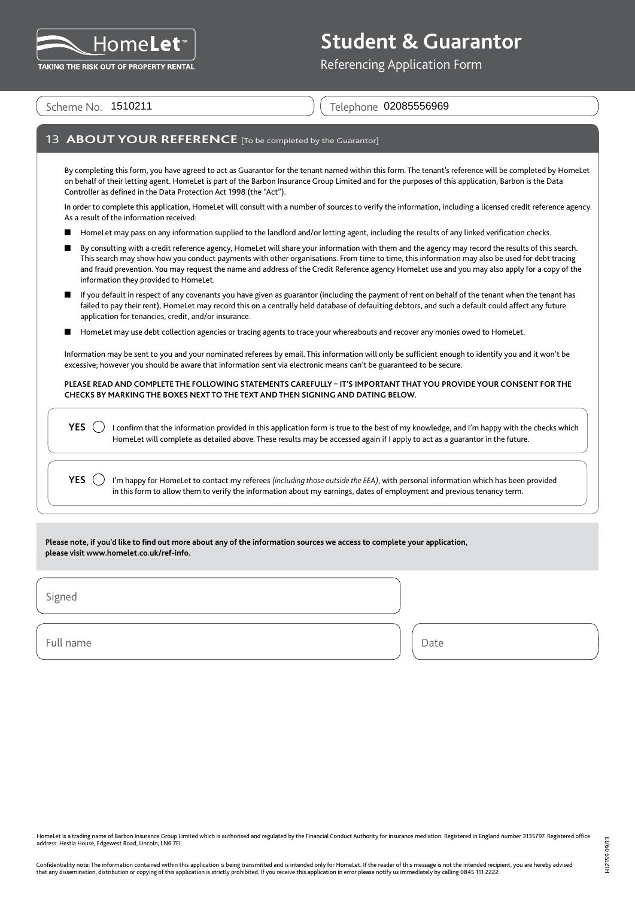HomeLet™

TAKING THE RISK OUT OF PROPERTY RENTAL

# Student & Guarantor

Referencing Application Form

Scheme No. 1510211

Telephone 02085556969

## 13 ABOUT YOUR REFERENCE [To be completed by the Guarantor]

By completing this form, you have agreed to act as Guarantor for the tenant named within this form. The tenant's reference will be completed by HomeLet on behalf of their letting agent. HomeLet is part of the Barbon Insurance Group Limited and for the purposes of this application, Barbon is the Data Controller as defined in the Data Protection Act 1998 (the "Act").

In order to complete this application, HomeLet will consult with a number of sources to verify the information, including a licensed credit reference agency. As a result of the information received:

- HomeLet may pass on any information supplied to the landlord and/or letting agent, including the results of any linked verification checks.
- By consulting with a credit reference agency, HomeLet will share your information with them and the agency may record the results of this search. This search may show how you conduct payments with other organisations. From time to time, this information may also be used for debt tracing and fraud prevention. You may request the name and address of the Credit Reference agency HomeLet use and you may also apply for a copy of the information they provided to HomeLet.
- If you default in respect of any covenants you have given as guarantor (including the payment of rent on behalf of the tenant when the tenant has failed to pay their rent), HomeLet may record this on a centrally held database of defaulting debtors, and such a default could affect any future application for tenancies, credit, and/or insurance.
- HomeLet may use debt collection agencies or tracing agents to trace your whereabouts and recover any monies owed to HomeLet.

Information may be sent to you and your nominated referees by email. This information will only be sufficient enough to identify you and it won't be excessive; however you should be aware that information sent via electronic means can't be guaranteed to be secure.

**PLEASE READ AND COMPLETE THE FOLLOWING STATEMENTS CAREFULLY – IT'S IMPORTANT THAT YOU PROVIDE YOUR CONSENT FOR THE CHECKS BY MARKING THE BOXES NEXT TO THE TEXT AND THEN SIGNING AND DATING BELOW.**

**YES** ◯ I confirm that the information provided in this application form is true to the best of my knowledge, and I'm happy with the checks which HomeLet will complete as detailed above. These results may be accessed again if I apply to act as a guarantor in the future.

**YES** ◯ I'm happy for HomeLet to contact my referees *(including those outside the EEA)*, with personal information which has been provided in this form to allow them to verify the information about my earnings, dates of employment and previous tenancy term.

**Please note, if you'd like to find out more about any of the information sources we access to complete your application, please visit www.homelet.co.uk/ref-info.**

Signed

Full name

Date

HomeLet is a trading name of Barbon Insurance Group Limited which is authorised and regulated by the Financial Conduct Authority for insurance mediation. Registered in England number 3135797. Registered office address: Hestia House, Edgewest Road, Lincoln, LN6 7EL

Confidentiality note: The information contained within this application is being transmitted and is intended only for HomeLet. If the reader of this message is not the intended recipient, you are hereby advised that any dissemination, distribution or copying of this application is strictly prohibited. If you receive this application in error please notify us immediately by calling 0845 111 2222.

HL2159 09/13